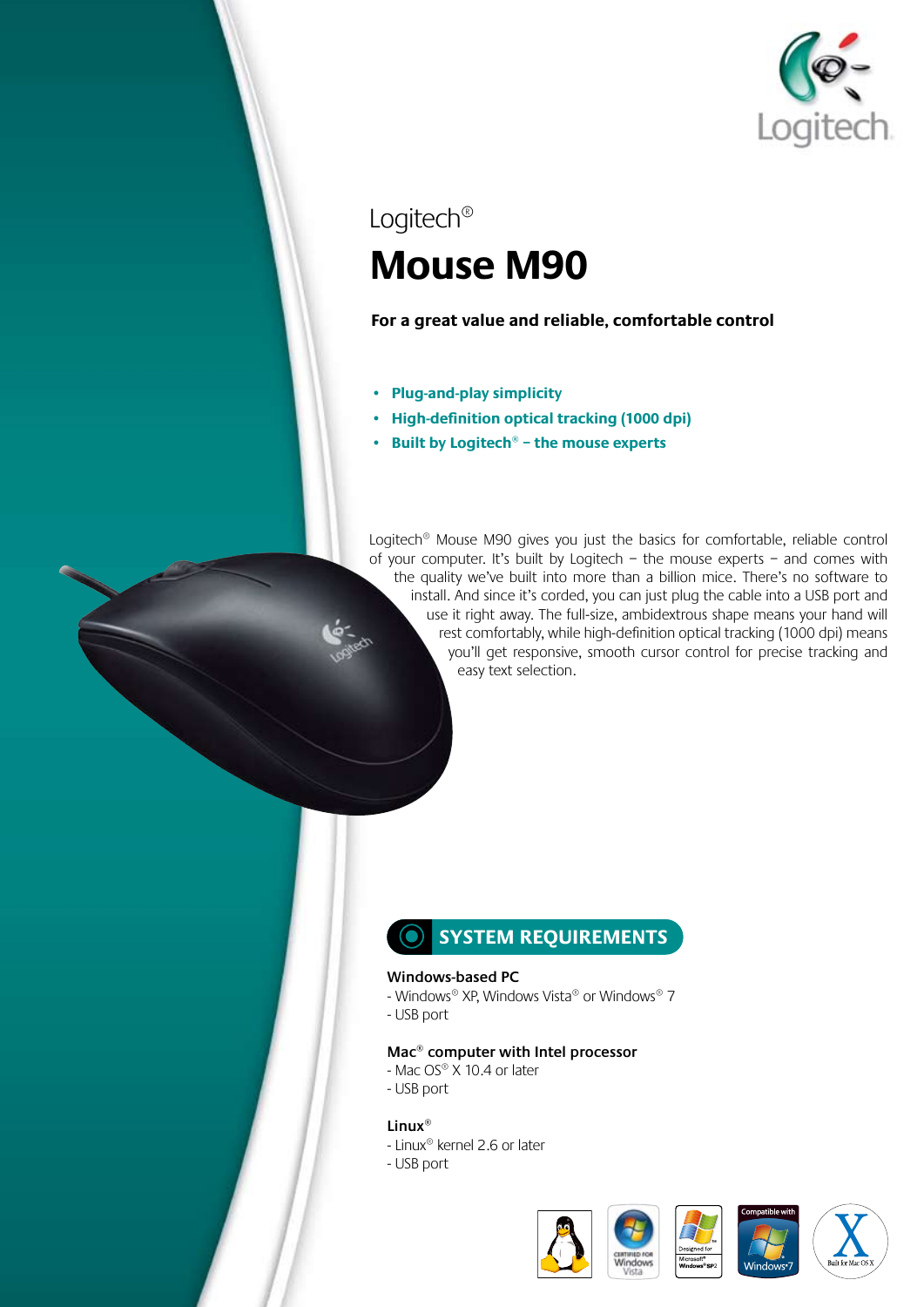Logitech®

# Mouse M90

**For a great value and reliable, comfortable control**

- **Plug-and-play simplicity**
- **High-definition optical tracking (1000 dpi)**
- **Built by Logitech® – the mouse experts**

Logitech® Mouse M90 gives you just the basics for comfortable, reliable control of your computer. It's built by Logitech – the mouse experts – and comes with the quality we've built into more than a billion mice. There's no software to install. And since it's corded, you can just plug the cable into a USB port and use it right away. The full-size, ambidextrous shape means your hand will rest comfortably, while high-definition optical tracking (1000 dpi) means you'll get responsive, smooth cursor control for precise tracking and easy text selection.

## SYSTEM REQUIREMENTS

**Windows-based PC**
- Windows® XP, Windows Vista® or Windows® 7
- USB port

**Mac® computer with Intel processor**
- Mac OS® X 10.4 or later
- USB port

**Linux®**
- Linux® kernel 2.6 or later
- USB port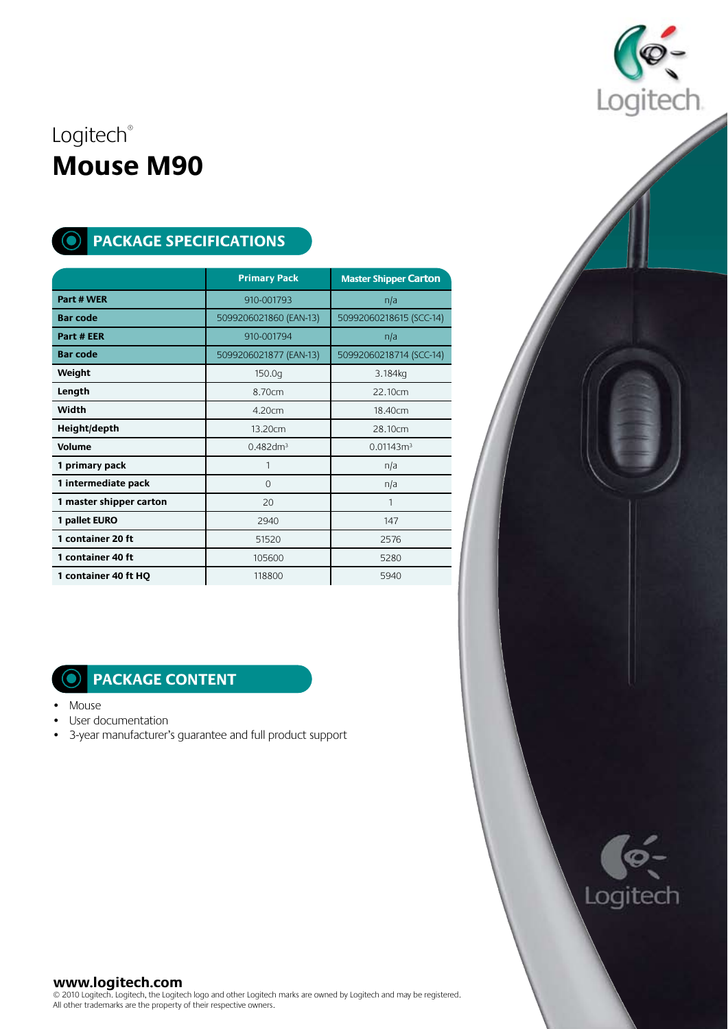Logitech®

# Mouse M90

## PACKAGE SPECIFICATIONS

| | Primary Pack | Master Shipper Carton |
|---|---|---|
| Part # WER | 910-001793 | n/a |
| Bar code | 5099206021860 (EAN-13) | 50992060218615 (SCC-14) |
| Part # EER | 910-001794 | n/a |
| Bar code | 5099206021877 (EAN-13) | 50992060218714 (SCC-14) |
| Weight | 150.0g | 3.184kg |
| Length | 8.70cm | 22.10cm |
| Width | 4.20cm | 18.40cm |
| Height/depth | 13.20cm | 28.10cm |
| Volume | 0.482dm³ | 0.01143m³ |
| 1 primary pack | 1 | n/a |
| 1 intermediate pack | 0 | n/a |
| 1 master shipper carton | 20 | 1 |
| 1 pallet EURO | 2940 | 147 |
| 1 container 20 ft | 51520 | 2576 |
| 1 container 40 ft | 105600 | 5280 |
| 1 container 40 ft HQ | 118800 | 5940 |

## PACKAGE CONTENT

- Mouse
- User documentation
- 3-year manufacturer's guarantee and full product support

**www.logitech.com**

© 2010 Logitech. Logitech, the Logitech logo and other Logitech marks are owned by Logitech and may be registered. All other trademarks are the property of their respective owners.